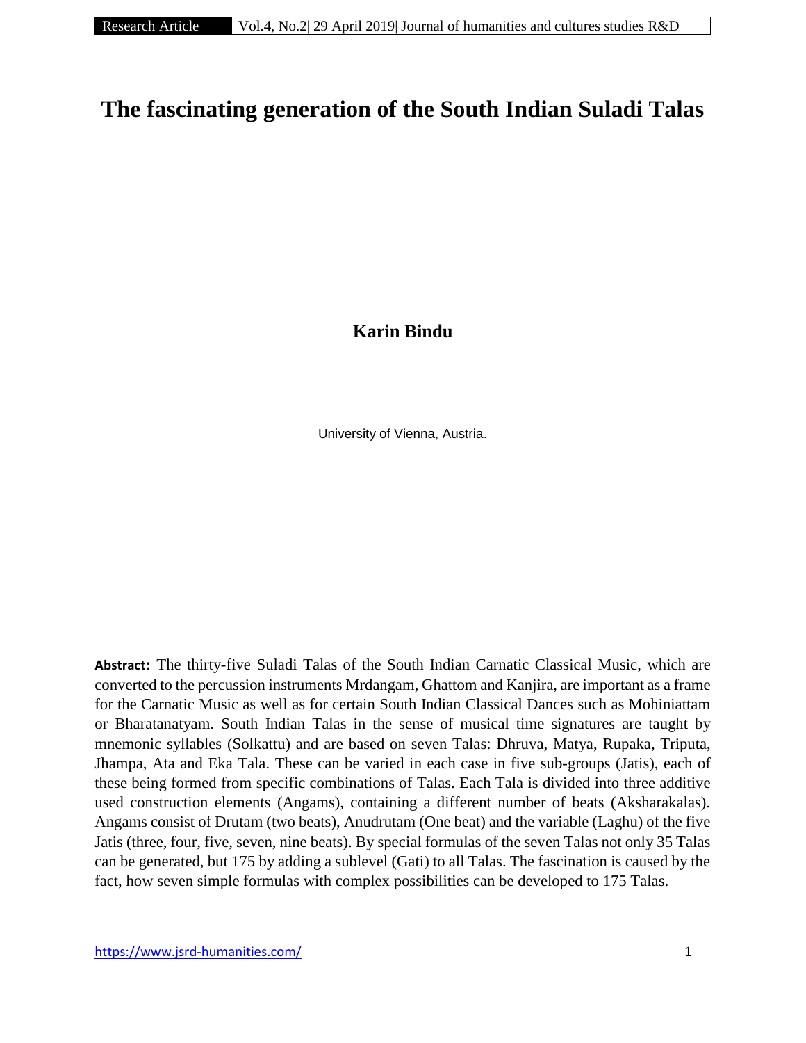# The fascinating generation of the South Indian Suladi Talas

**Karin Bindu**

University of Vienna, Austria.

**Abstract:** The thirty-five Suladi Talas of the South Indian Carnatic Classical Music, which are converted to the percussion instruments Mrdangam, Ghattom and Kanjira, are important as a frame for the Carnatic Music as well as for certain South Indian Classical Dances such as Mohiniattam or Bharatanatyam. South Indian Talas in the sense of musical time signatures are taught by mnemonic syllables (Solkattu) and are based on seven Talas: Dhruva, Matya, Rupaka, Triputa, Jhampa, Ata and Eka Tala. These can be varied in each case in five sub-groups (Jatis), each of these being formed from specific combinations of Talas. Each Tala is divided into three additive used construction elements (Angams), containing a different number of beats (Aksharakalas). Angams consist of Drutam (two beats), Anudrutam (One beat) and the variable (Laghu) of the five Jatis (three, four, five, seven, nine beats). By special formulas of the seven Talas not only 35 Talas can be generated, but 175 by adding a sublevel (Gati) to all Talas. The fascination is caused by the fact, how seven simple formulas with complex possibilities can be developed to 175 Talas.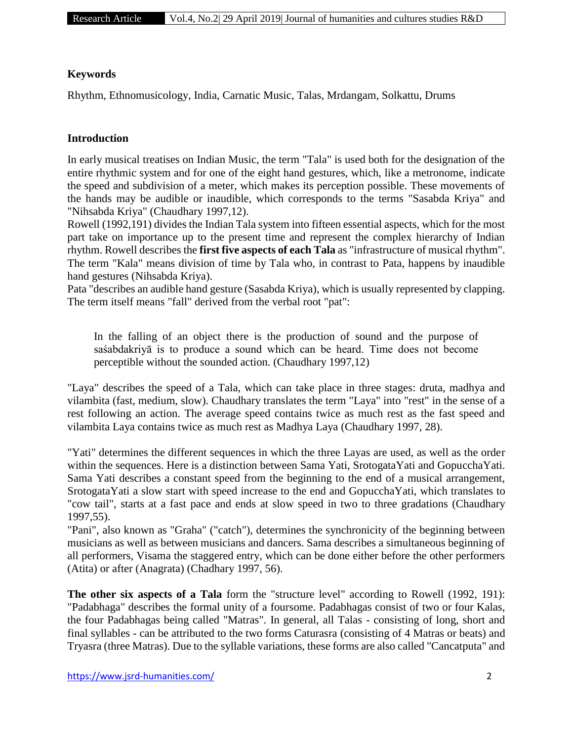**Keywords**

Rhythm, Ethnomusicology, India, Carnatic Music, Talas, Mrdangam, Solkattu, Drums

**Introduction**

In early musical treatises on Indian Music, the term "Tala" is used both for the designation of the entire rhythmic system and for one of the eight hand gestures, which, like a metronome, indicate the speed and subdivision of a meter, which makes its perception possible. These movements of the hands may be audible or inaudible, which corresponds to the terms "Sasabda Kriya" and "Nihsabda Kriya" (Chaudhary 1997,12).
Rowell (1992,191) divides the Indian Tala system into fifteen essential aspects, which for the most part take on importance up to the present time and represent the complex hierarchy of Indian rhythm. Rowell describes the **first five aspects of each Tala** as "infrastructure of musical rhythm". The term "Kala" means division of time by Tala who, in contrast to Pata, happens by inaudible hand gestures (Nihsabda Kriya).
Pata "describes an audible hand gesture (Sasabda Kriya), which is usually represented by clapping. The term itself means "fall" derived from the verbal root "pat":

> In the falling of an object there is the production of sound and the purpose of saśabdakriyā is to produce a sound which can be heard. Time does not become perceptible without the sounded action. (Chaudhary 1997,12)

"Laya" describes the speed of a Tala, which can take place in three stages: druta, madhya and vilambita (fast, medium, slow). Chaudhary translates the term "Laya" into "rest" in the sense of a rest following an action. The average speed contains twice as much rest as the fast speed and vilambita Laya contains twice as much rest as Madhya Laya (Chaudhary 1997, 28).

"Yati" determines the different sequences in which the three Layas are used, as well as the order within the sequences. Here is a distinction between Sama Yati, SrotogataYati and GopucchaYati. Sama Yati describes a constant speed from the beginning to the end of a musical arrangement, SrotogataYati a slow start with speed increase to the end and GopucchaYati, which translates to "cow tail", starts at a fast pace and ends at slow speed in two to three gradations (Chaudhary 1997,55).
"Pani", also known as "Graha" ("catch"), determines the synchronicity of the beginning between musicians as well as between musicians and dancers. Sama describes a simultaneous beginning of all performers, Visama the staggered entry, which can be done either before the other performers (Atita) or after (Anagrata) (Chadhary 1997, 56).

**The other six aspects of a Tala** form the "structure level" according to Rowell (1992, 191): "Padabhaga" describes the formal unity of a foursome. Padabhagas consist of two or four Kalas, the four Padabhagas being called "Matras". In general, all Talas - consisting of long, short and final syllables - can be attributed to the two forms Caturasra (consisting of 4 Matras or beats) and Tryasra (three Matras). Due to the syllable variations, these forms are also called "Cancatputa" and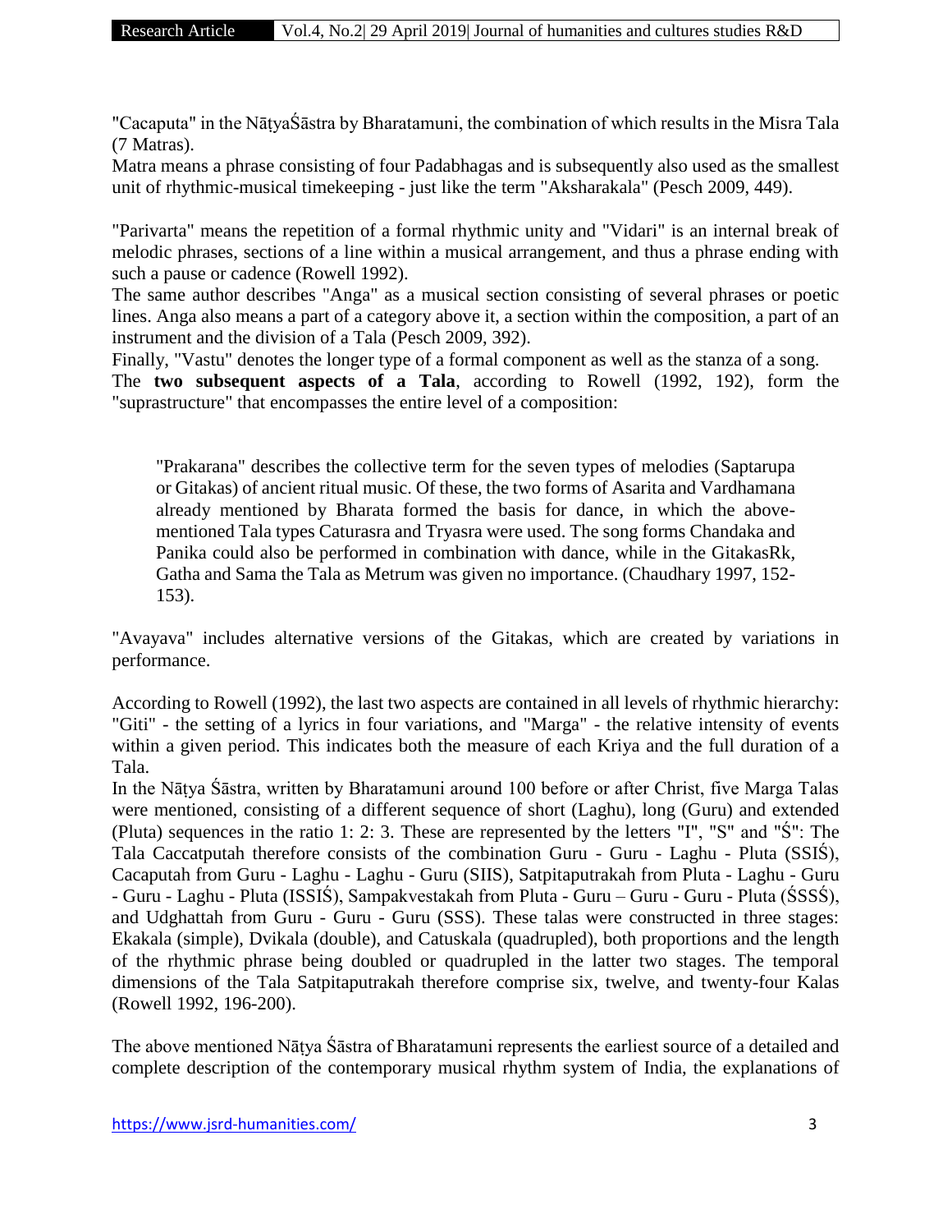"Cacaputa" in the NāṭyaŚāstra by Bharatamuni, the combination of which results in the Misra Tala (7 Matras).

Matra means a phrase consisting of four Padabhagas and is subsequently also used as the smallest unit of rhythmic-musical timekeeping - just like the term "Aksharakala" (Pesch 2009, 449).

"Parivarta" means the repetition of a formal rhythmic unity and "Vidari" is an internal break of melodic phrases, sections of a line within a musical arrangement, and thus a phrase ending with such a pause or cadence (Rowell 1992).

The same author describes "Anga" as a musical section consisting of several phrases or poetic lines. Anga also means a part of a category above it, a section within the composition, a part of an instrument and the division of a Tala (Pesch 2009, 392).

Finally, "Vastu" denotes the longer type of a formal component as well as the stanza of a song.

The **two subsequent aspects of a Tala**, according to Rowell (1992, 192), form the "suprastructure" that encompasses the entire level of a composition:

> "Prakarana" describes the collective term for the seven types of melodies (Saptarupa or Gitakas) of ancient ritual music. Of these, the two forms of Asarita and Vardhamana already mentioned by Bharata formed the basis for dance, in which the above-mentioned Tala types Caturasra and Tryasra were used. The song forms Chandaka and Panika could also be performed in combination with dance, while in the GitakasRk, Gatha and Sama the Tala as Metrum was given no importance. (Chaudhary 1997, 152-153).

"Avayava" includes alternative versions of the Gitakas, which are created by variations in performance.

According to Rowell (1992), the last two aspects are contained in all levels of rhythmic hierarchy: "Giti" - the setting of a lyrics in four variations, and "Marga" - the relative intensity of events within a given period. This indicates both the measure of each Kriya and the full duration of a Tala.

In the Nāṭya Śāstra, written by Bharatamuni around 100 before or after Christ, five Marga Talas were mentioned, consisting of a different sequence of short (Laghu), long (Guru) and extended (Pluta) sequences in the ratio 1: 2: 3. These are represented by the letters "I", "S" and "Ś": The Tala Caccatputah therefore consists of the combination Guru - Guru - Laghu - Pluta (SSIŚ), Cacaputah from Guru - Laghu - Laghu - Guru (SIIS), Satpitaputrakah from Pluta - Laghu - Guru - Guru - Laghu - Pluta (ISSIŚ), Sampakvestakah from Pluta - Guru – Guru - Guru - Pluta (ŚSSŚ), and Udghattah from Guru - Guru - Guru (SSS). These talas were constructed in three stages: Ekakala (simple), Dvikala (double), and Catuskala (quadrupled), both proportions and the length of the rhythmic phrase being doubled or quadrupled in the latter two stages. The temporal dimensions of the Tala Satpitaputrakah therefore comprise six, twelve, and twenty-four Kalas (Rowell 1992, 196-200).

The above mentioned Nāṭya Śāstra of Bharatamuni represents the earliest source of a detailed and complete description of the contemporary musical rhythm system of India, the explanations of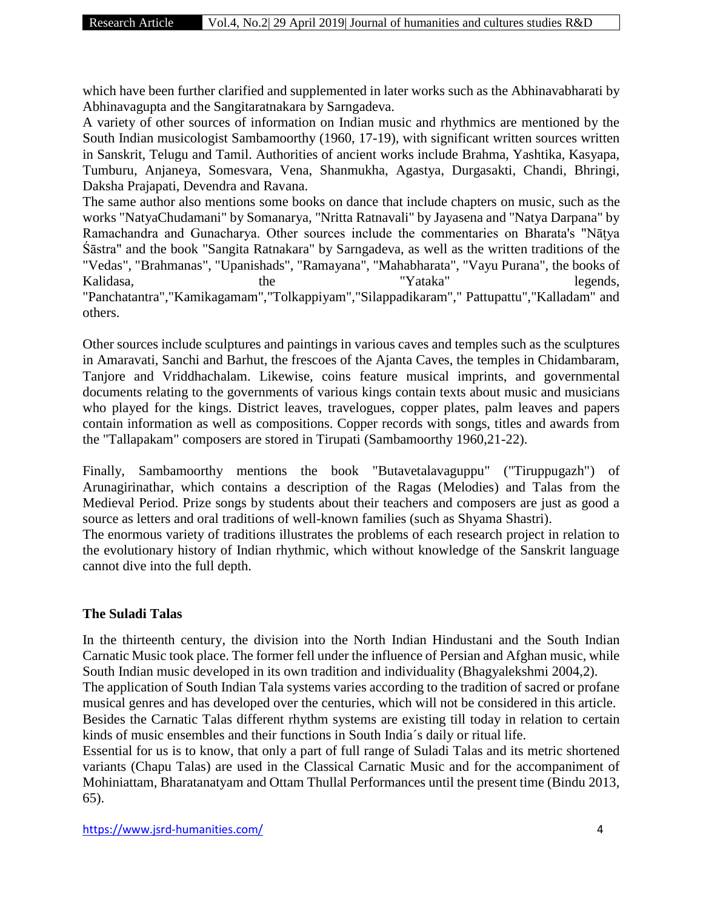which have been further clarified and supplemented in later works such as the Abhinavabharati by Abhinavagupta and the Sangitaratnakara by Sarngadeva.

A variety of other sources of information on Indian music and rhythmics are mentioned by the South Indian musicologist Sambamoorthy (1960, 17-19), with significant written sources written in Sanskrit, Telugu and Tamil. Authorities of ancient works include Brahma, Yashtika, Kasyapa, Tumburu, Anjaneya, Somesvara, Vena, Shanmukha, Agastya, Durgasakti, Chandi, Bhringi, Daksha Prajapati, Devendra and Ravana.

The same author also mentions some books on dance that include chapters on music, such as the works "NatyaChudamani" by Somanarya, "Nritta Ratnavali" by Jayasena and "Natya Darpana" by Ramachandra and Gunacharya. Other sources include the commentaries on Bharata's "Nāṭya Śāstra" and the book "Sangita Ratnakara" by Sarngadeva, as well as the written traditions of the "Vedas", "Brahmanas", "Upanishads", "Ramayana", "Mahabharata", "Vayu Purana", the books of Kalidasa, the "Yataka" legends, "Panchatantra","Kamikagamam","Tolkappiyam","Silappadikaram"," Pattupattu","Kalladam" and others.

Other sources include sculptures and paintings in various caves and temples such as the sculptures in Amaravati, Sanchi and Barhut, the frescoes of the Ajanta Caves, the temples in Chidambaram, Tanjore and Vriddhachalam. Likewise, coins feature musical imprints, and governmental documents relating to the governments of various kings contain texts about music and musicians who played for the kings. District leaves, travelogues, copper plates, palm leaves and papers contain information as well as compositions. Copper records with songs, titles and awards from the "Tallapakam" composers are stored in Tirupati (Sambamoorthy 1960,21-22).

Finally, Sambamoorthy mentions the book "Butavetalavaguppu" ("Tiruppugazh") of Arunagirinathar, which contains a description of the Ragas (Melodies) and Talas from the Medieval Period. Prize songs by students about their teachers and composers are just as good a source as letters and oral traditions of well-known families (such as Shyama Shastri).

The enormous variety of traditions illustrates the problems of each research project in relation to the evolutionary history of Indian rhythmic, which without knowledge of the Sanskrit language cannot dive into the full depth.

## The Suladi Talas

In the thirteenth century, the division into the North Indian Hindustani and the South Indian Carnatic Music took place. The former fell under the influence of Persian and Afghan music, while South Indian music developed in its own tradition and individuality (Bhagyalekshmi 2004,2).

The application of South Indian Tala systems varies according to the tradition of sacred or profane musical genres and has developed over the centuries, which will not be considered in this article.

Besides the Carnatic Talas different rhythm systems are existing till today in relation to certain kinds of music ensembles and their functions in South India´s daily or ritual life.

Essential for us is to know, that only a part of full range of Suladi Talas and its metric shortened variants (Chapu Talas) are used in the Classical Carnatic Music and for the accompaniment of Mohiniattam, Bharatanatyam and Ottam Thullal Performances until the present time (Bindu 2013, 65).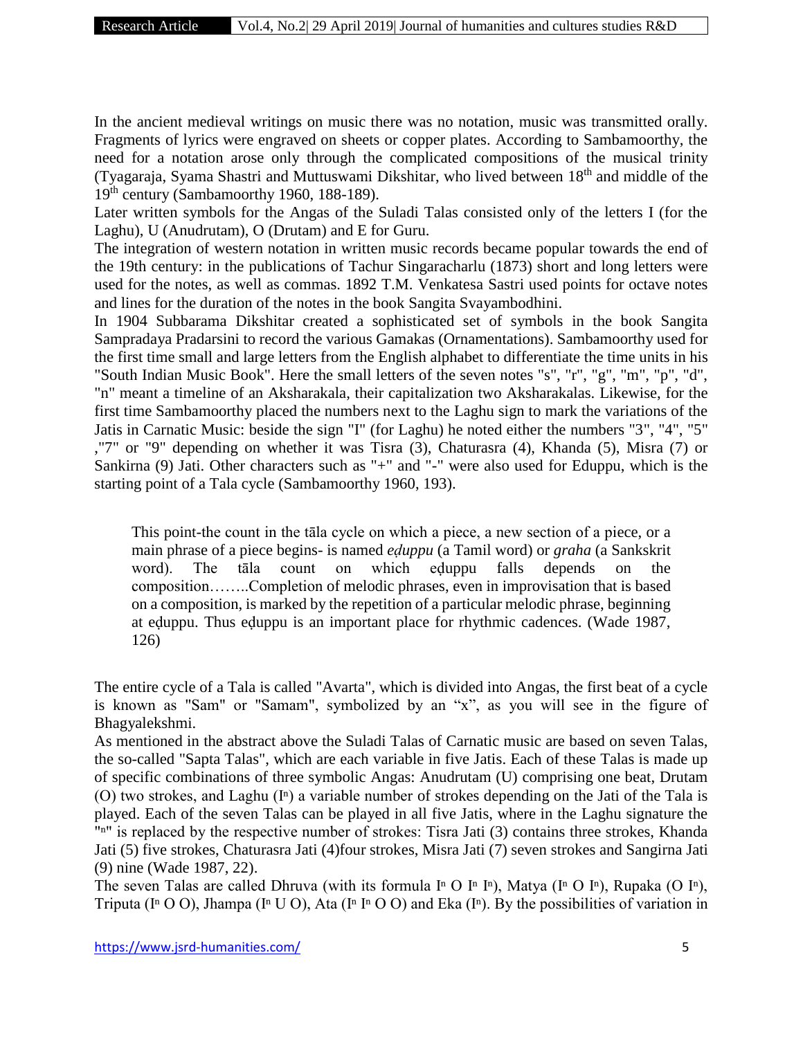In the ancient medieval writings on music there was no notation, music was transmitted orally. Fragments of lyrics were engraved on sheets or copper plates. According to Sambamoorthy, the need for a notation arose only through the complicated compositions of the musical trinity (Tyagaraja, Syama Shastri and Muttuswami Dikshitar, who lived between 18th and middle of the 19th century (Sambamoorthy 1960, 188-189).

Later written symbols for the Angas of the Suladi Talas consisted only of the letters I (for the Laghu), U (Anudrutam), O (Drutam) and E for Guru.

The integration of western notation in written music records became popular towards the end of the 19th century: in the publications of Tachur Singaracharlu (1873) short and long letters were used for the notes, as well as commas. 1892 T.M. Venkatesa Sastri used points for octave notes and lines for the duration of the notes in the book Sangita Svayambodhini.

In 1904 Subbarama Dikshitar created a sophisticated set of symbols in the book Sangita Sampradaya Pradarsini to record the various Gamakas (Ornamentations). Sambamoorthy used for the first time small and large letters from the English alphabet to differentiate the time units in his "South Indian Music Book". Here the small letters of the seven notes "s", "r", "g", "m", "p", "d", "n" meant a timeline of an Aksharakala, their capitalization two Aksharakalas. Likewise, for the first time Sambamoorthy placed the numbers next to the Laghu sign to mark the variations of the Jatis in Carnatic Music: beside the sign "I" (for Laghu) he noted either the numbers "3", "4", "5" ,"7" or "9" depending on whether it was Tisra (3), Chaturasra (4), Khanda (5), Misra (7) or Sankirna (9) Jati. Other characters such as "+" and "-" were also used for Eduppu, which is the starting point of a Tala cycle (Sambamoorthy 1960, 193).

> This point-the count in the tāla cycle on which a piece, a new section of a piece, or a main phrase of a piece begins- is named *eḍuppu* (a Tamil word) or *graha* (a Sankskrit word). The tāla count on which eḍuppu falls depends on the composition……..Completion of melodic phrases, even in improvisation that is based on a composition, is marked by the repetition of a particular melodic phrase, beginning at eḍuppu. Thus eḍuppu is an important place for rhythmic cadences. (Wade 1987, 126)

The entire cycle of a Tala is called "Avarta", which is divided into Angas, the first beat of a cycle is known as "Sam" or "Samam", symbolized by an "x", as you will see in the figure of Bhagyalekshmi.

As mentioned in the abstract above the Suladi Talas of Carnatic music are based on seven Talas, the so-called "Sapta Talas", which are each variable in five Jatis. Each of these Talas is made up of specific combinations of three symbolic Angas: Anudrutam (U) comprising one beat, Drutam (O) two strokes, and Laghu ($I^n$) a variable number of strokes depending on the Jati of the Tala is played. Each of the seven Talas can be played in all five Jatis, where in the Laghu signature the "$^n$" is replaced by the respective number of strokes: Tisra Jati (3) contains three strokes, Khanda Jati (5) five strokes, Chaturasra Jati (4)four strokes, Misra Jati (7) seven strokes and Sangirna Jati (9) nine (Wade 1987, 22).

The seven Talas are called Dhruva (with its formula $I^n$ O $I^n$ $I^n$), Matya ($I^n$ O $I^n$), Rupaka (O $I^n$), Triputa ($I^n$ O O), Jhampa ($I^n$ U O), Ata ($I^n$ $I^n$ O O) and Eka ($I^n$). By the possibilities of variation in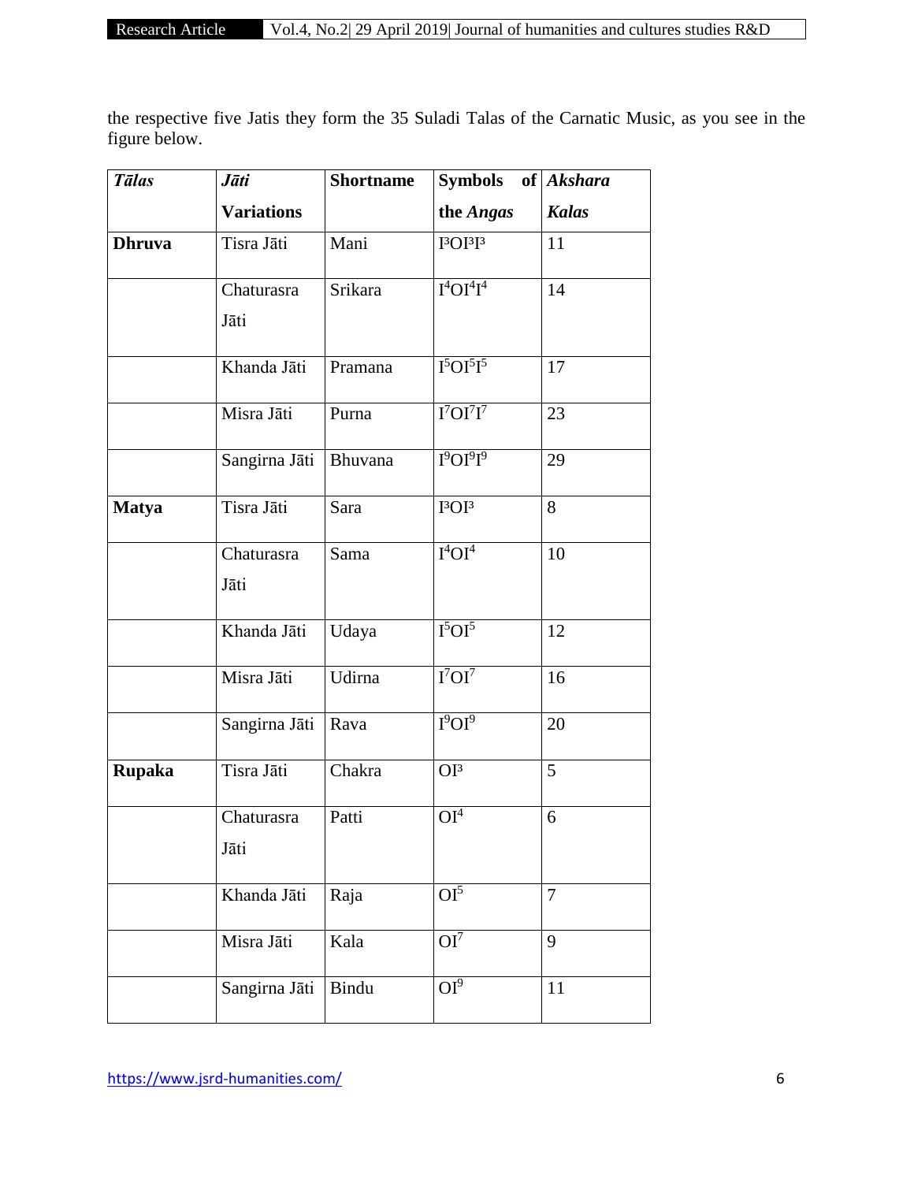the respective five Jatis they form the 35 Suladi Talas of the Carnatic Music, as you see in the figure below.

| ***Tālas*** | ***Jāti* Variations** | **Shortname** | **Symbols of the *Angas*** | ***Akshara Kalas*** |
|---|---|---|---|---|
| **Dhruva** | Tisra Jāti | Mani | $I^3OI^3I^3$ | 11 |
| | Chaturasra Jāti | Srikara | $I^4OI^4I^4$ | 14 |
| | Khanda Jāti | Pramana | $I^5OI^5I^5$ | 17 |
| | Misra Jāti | Purna | $I^7OI^7I^7$ | 23 |
| | Sangirna Jāti | Bhuvana | $I^9OI^9I^9$ | 29 |
| **Matya** | Tisra Jāti | Sara | $I^3OI^3$ | 8 |
| | Chaturasra Jāti | Sama | $I^4OI^4$ | 10 |
| | Khanda Jāti | Udaya | $I^5OI^5$ | 12 |
| | Misra Jāti | Udirna | $I^7OI^7$ | 16 |
| | Sangirna Jāti | Rava | $I^9OI^9$ | 20 |
| **Rupaka** | Tisra Jāti | Chakra | $OI^3$ | 5 |
| | Chaturasra Jāti | Patti | $OI^4$ | 6 |
| | Khanda Jāti | Raja | $OI^5$ | 7 |
| | Misra Jāti | Kala | $OI^7$ | 9 |
| | Sangirna Jāti | Bindu | $OI^9$ | 11 |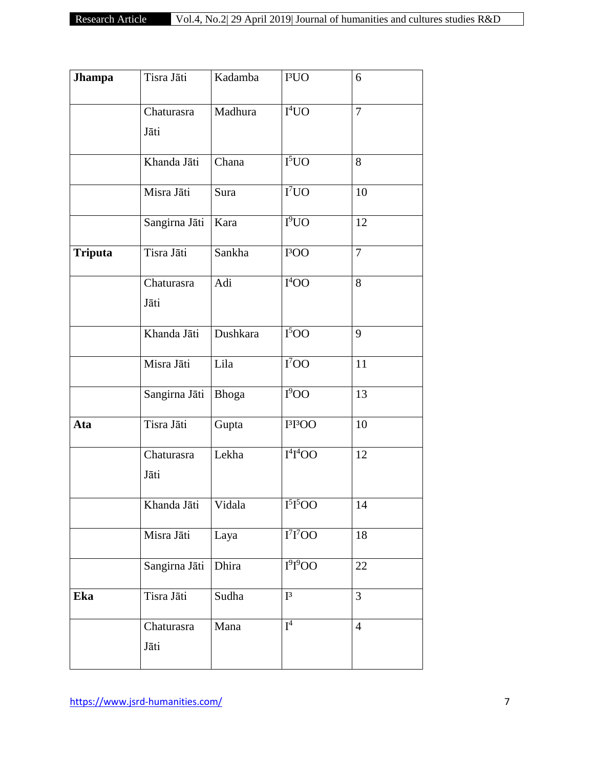| **Jhampa** | Tisra Jāti | Kadamba | $I^3UO$ | 6 |
|---|---|---|---|---|
| | Chaturasra Jāti | Madhura | $I^4UO$ | 7 |
| | Khanda Jāti | Chana | $I^5UO$ | 8 |
| | Misra Jāti | Sura | $I^7UO$ | 10 |
| | Sangirna Jāti | Kara | $I^9UO$ | 12 |
| **Triputa** | Tisra Jāti | Sankha | $I^3OO$ | 7 |
| | Chaturasra Jāti | Adi | $I^4OO$ | 8 |
| | Khanda Jāti | Dushkara | $I^5OO$ | 9 |
| | Misra Jāti | Lila | $I^7OO$ | 11 |
| | Sangirna Jāti | Bhoga | $I^9OO$ | 13 |
| **Ata** | Tisra Jāti | Gupta | $I^3I^3OO$ | 10 |
| | Chaturasra Jāti | Lekha | $I^4I^4OO$ | 12 |
| | Khanda Jāti | Vidala | $I^5I^5OO$ | 14 |
| | Misra Jāti | Laya | $I^7I^7OO$ | 18 |
| | Sangirna Jāti | Dhira | $I^9I^9OO$ | 22 |
| **Eka** | Tisra Jāti | Sudha | $I^3$ | 3 |
| | Chaturasra Jāti | Mana | $I^4$ | 4 |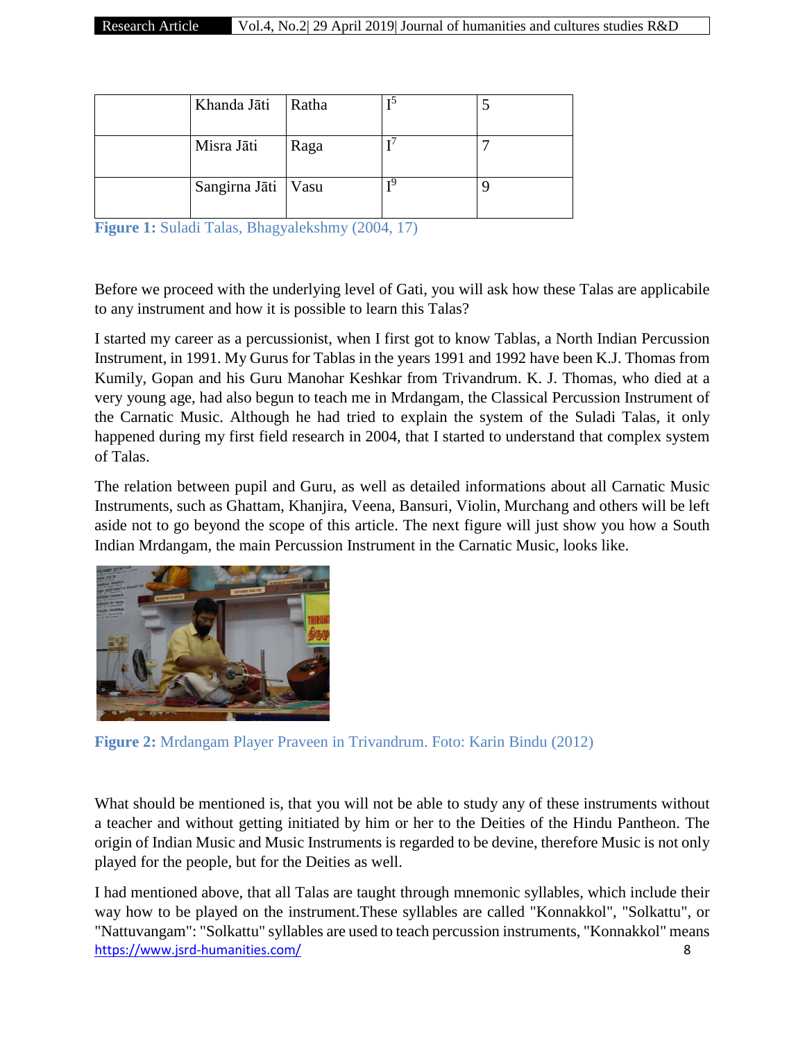| | Khanda Jāti | Ratha | $I^5$ | 5 |
|---|---|---|---|---|
| | Misra Jāti | Raga | $I^7$ | 7 |
| | Sangirna Jāti | Vasu | $I^9$ | 9 |

**Figure 1:** Suladi Talas, Bhagyalekshmy (2004, 17)

Before we proceed with the underlying level of Gati, you will ask how these Talas are applicabile to any instrument and how it is possible to learn this Talas?

I started my career as a percussionist, when I first got to know Tablas, a North Indian Percussion Instrument, in 1991. My Gurus for Tablas in the years 1991 and 1992 have been K.J. Thomas from Kumily, Gopan and his Guru Manohar Keshkar from Trivandrum. K. J. Thomas, who died at a very young age, had also begun to teach me in Mrdangam, the Classical Percussion Instrument of the Carnatic Music. Although he had tried to explain the system of the Suladi Talas, it only happened during my first field research in 2004, that I started to understand that complex system of Talas.

The relation between pupil and Guru, as well as detailed informations about all Carnatic Music Instruments, such as Ghattam, Khanjira, Veena, Bansuri, Violin, Murchang and others will be left aside not to go beyond the scope of this article. The next figure will just show you how a South Indian Mrdangam, the main Percussion Instrument in the Carnatic Music, looks like.

**Figure 2:** Mrdangam Player Praveen in Trivandrum. Foto: Karin Bindu (2012)

What should be mentioned is, that you will not be able to study any of these instruments without a teacher and without getting initiated by him or her to the Deities of the Hindu Pantheon. The origin of Indian Music and Music Instruments is regarded to be devine, therefore Music is not only played for the people, but for the Deities as well.

I had mentioned above, that all Talas are taught through mnemonic syllables, which include their way how to be played on the instrument.These syllables are called "Konnakkol", "Solkattu", or "Nattuvangam": "Solkattu" syllables are used to teach percussion instruments, "Konnakkol" means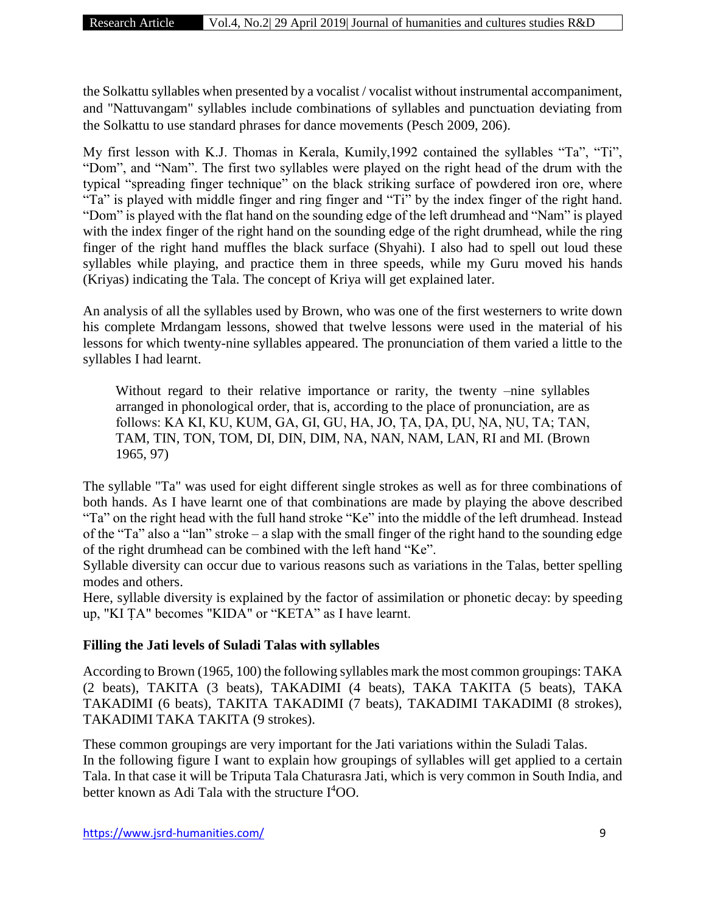the Solkattu syllables when presented by a vocalist / vocalist without instrumental accompaniment, and "Nattuvangam" syllables include combinations of syllables and punctuation deviating from the Solkattu to use standard phrases for dance movements (Pesch 2009, 206).

My first lesson with K.J. Thomas in Kerala, Kumily,1992 contained the syllables “Ta”, “Ti”, “Dom”, and “Nam”. The first two syllables were played on the right head of the drum with the typical “spreading finger technique” on the black striking surface of powdered iron ore, where “Ta” is played with middle finger and ring finger and “Ti” by the index finger of the right hand. “Dom” is played with the flat hand on the sounding edge of the left drumhead and “Nam” is played with the index finger of the right hand on the sounding edge of the right drumhead, while the ring finger of the right hand muffles the black surface (Shyahi). I also had to spell out loud these syllables while playing, and practice them in three speeds, while my Guru moved his hands (Kriyas) indicating the Tala. The concept of Kriya will get explained later.

An analysis of all the syllables used by Brown, who was one of the first westerners to write down his complete Mrdangam lessons, showed that twelve lessons were used in the material of his lessons for which twenty-nine syllables appeared. The pronunciation of them varied a little to the syllables I had learnt.

> Without regard to their relative importance or rarity, the twenty –nine syllables arranged in phonological order, that is, according to the place of pronunciation, are as follows: KA KI, KU, KUM, GA, GI, GU, HA, JO, ṬA, ḌA, ḌU, ṆA, ṆU, TA; TAN, TAM, TIN, TON, TOM, DI, DIN, DIM, NA, NAN, NAM, LAN, RI and MI. (Brown 1965, 97)

The syllable "Ta" was used for eight different single strokes as well as for three combinations of both hands. As I have learnt one of that combinations are made by playing the above described “Ta” on the right head with the full hand stroke “Ke” into the middle of the left drumhead. Instead of the “Ta” also a “lan” stroke – a slap with the small finger of the right hand to the sounding edge of the right drumhead can be combined with the left hand “Ke”.

Syllable diversity can occur due to various reasons such as variations in the Talas, better spelling modes and others.

Here, syllable diversity is explained by the factor of assimilation or phonetic decay: by speeding up, "KI ṬA" becomes "KIDA" or “KETA” as I have learnt.

### Filling the Jati levels of Suladi Talas with syllables

According to Brown (1965, 100) the following syllables mark the most common groupings: TAKA (2 beats), TAKITA (3 beats), TAKADIMI (4 beats), TAKA TAKITA (5 beats), TAKA TAKADIMI (6 beats), TAKITA TAKADIMI (7 beats), TAKADIMI TAKADIMI (8 strokes), TAKADIMI TAKA TAKITA (9 strokes).

These common groupings are very important for the Jati variations within the Suladi Talas.

In the following figure I want to explain how groupings of syllables will get applied to a certain Tala. In that case it will be Triputa Tala Chaturasra Jati, which is very common in South India, and better known as Adi Tala with the structure $I^4OO$.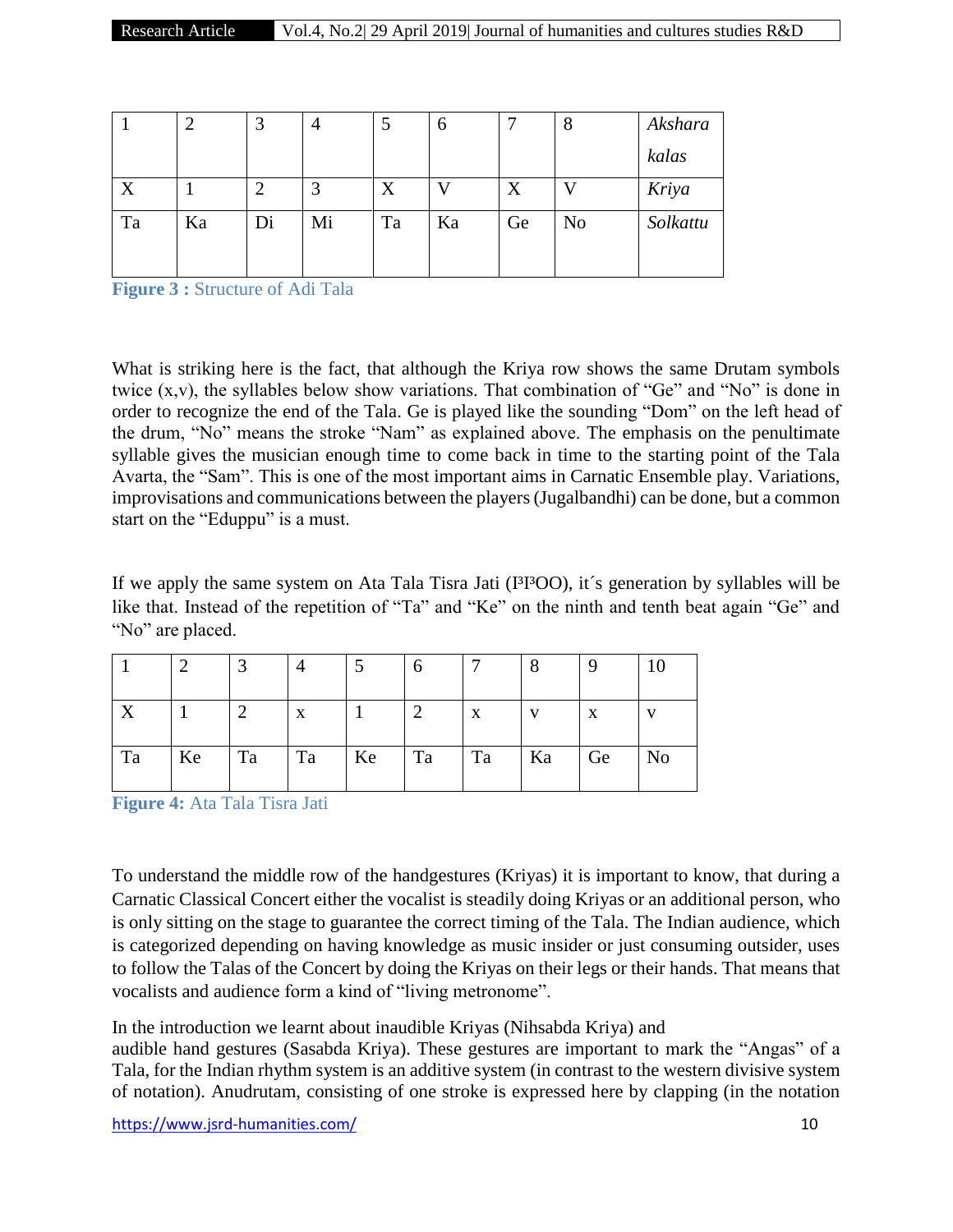| 1 | 2 | 3 | 4 | 5 | 6 | 7 | 8 | *Akshara kalas* |
|---|---|---|---|---|---|---|---|---|
| X | 1 | 2 | 3 | X | V | X | V | *Kriya* |
| Ta | Ka | Di | Mi | Ta | Ka | Ge | No | *Solkattu* |

**Figure 3 :** Structure of Adi Tala

What is striking here is the fact, that although the Kriya row shows the same Drutam symbols twice (x,v), the syllables below show variations. That combination of "Ge" and "No" is done in order to recognize the end of the Tala. Ge is played like the sounding "Dom" on the left head of the drum, "No" means the stroke "Nam" as explained above. The emphasis on the penultimate syllable gives the musician enough time to come back in time to the starting point of the Tala Avarta, the "Sam". This is one of the most important aims in Carnatic Ensemble play. Variations, improvisations and communications between the players (Jugalbandhi) can be done, but a common start on the "Eduppu" is a must.

If we apply the same system on Ata Tala Tisra Jati (I³I³OO), it´s generation by syllables will be like that. Instead of the repetition of "Ta" and "Ke" on the ninth and tenth beat again "Ge" and "No" are placed.

| 1 | 2 | 3 | 4 | 5 | 6 | 7 | 8 | 9 | 10 |
|---|---|---|---|---|---|---|---|---|---|
| X | 1 | 2 | x | 1 | 2 | x | v | x | v |
| Ta | Ke | Ta | Ta | Ke | Ta | Ta | Ka | Ge | No |

**Figure 4:** Ata Tala Tisra Jati

To understand the middle row of the handgestures (Kriyas) it is important to know, that during a Carnatic Classical Concert either the vocalist is steadily doing Kriyas or an additional person, who is only sitting on the stage to guarantee the correct timing of the Tala. The Indian audience, which is categorized depending on having knowledge as music insider or just consuming outsider, uses to follow the Talas of the Concert by doing the Kriyas on their legs or their hands. That means that vocalists and audience form a kind of "living metronome".

In the introduction we learnt about inaudible Kriyas (Nihsabda Kriya) and audible hand gestures (Sasabda Kriya). These gestures are important to mark the "Angas" of a Tala, for the Indian rhythm system is an additive system (in contrast to the western divisive system of notation). Anudrutam, consisting of one stroke is expressed here by clapping (in the notation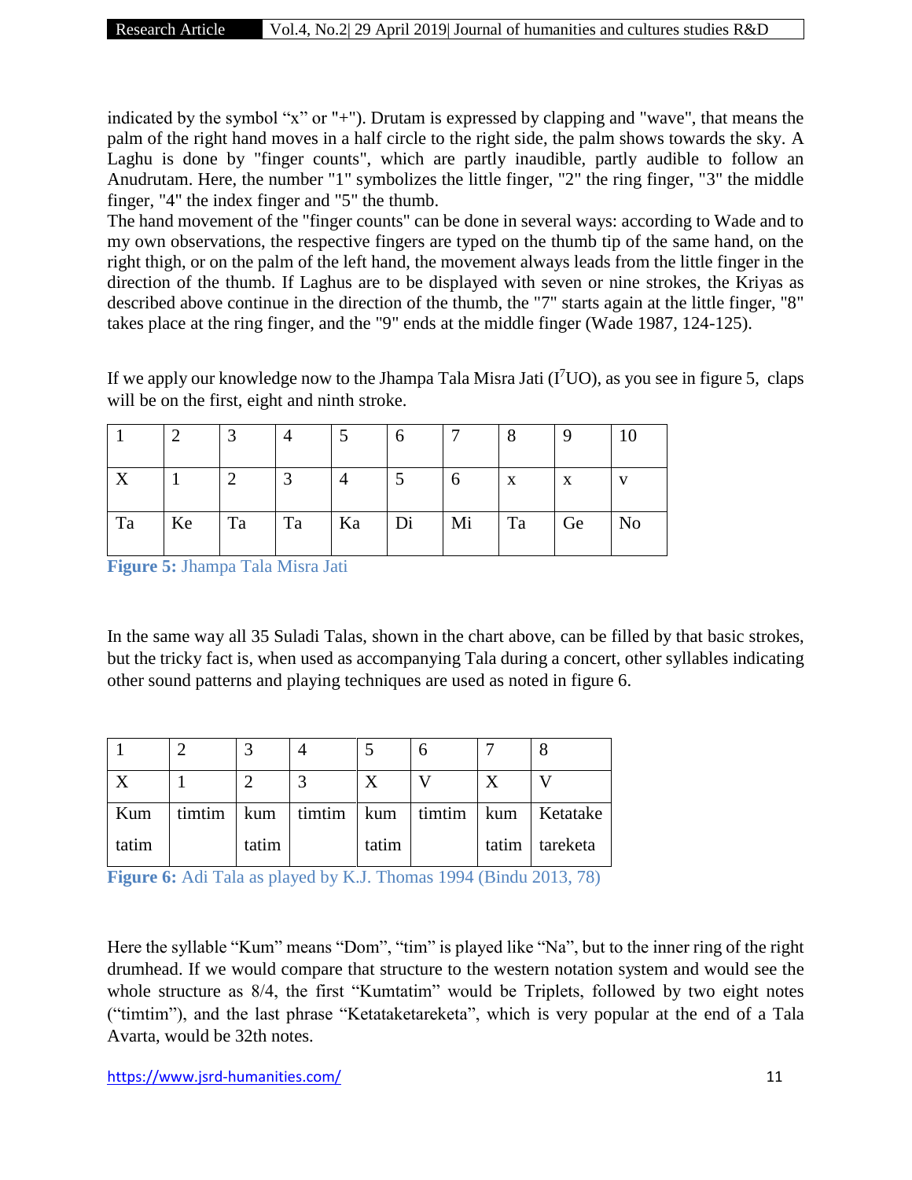indicated by the symbol “x” or "+"). Drutam is expressed by clapping and "wave", that means the palm of the right hand moves in a half circle to the right side, the palm shows towards the sky. A Laghu is done by "finger counts", which are partly inaudible, partly audible to follow an Anudrutam. Here, the number "1" symbolizes the little finger, "2" the ring finger, "3" the middle finger, "4" the index finger and "5" the thumb.

The hand movement of the "finger counts" can be done in several ways: according to Wade and to my own observations, the respective fingers are typed on the thumb tip of the same hand, on the right thigh, or on the palm of the left hand, the movement always leads from the little finger in the direction of the thumb. If Laghus are to be displayed with seven or nine strokes, the Kriyas as described above continue in the direction of the thumb, the "7" starts again at the little finger, "8" takes place at the ring finger, and the "9" ends at the middle finger (Wade 1987, 124-125).

If we apply our knowledge now to the Jhampa Tala Misra Jati ($I^7UO$), as you see in figure 5, claps will be on the first, eight and ninth stroke.

| 1 | 2 | 3 | 4 | 5 | 6 | 7 | 8 | 9 | 10 |
|---|---|---|---|---|---|---|---|---|---|
| X | 1 | 2 | 3 | 4 | 5 | 6 | x | x | v |
| Ta | Ke | Ta | Ta | Ka | Di | Mi | Ta | Ge | No |

**Figure 5:** Jhampa Tala Misra Jati

In the same way all 35 Suladi Talas, shown in the chart above, can be filled by that basic strokes, but the tricky fact is, when used as accompanying Tala during a concert, other syllables indicating other sound patterns and playing techniques are used as noted in figure 6.

| 1 | 2 | 3 | 4 | 5 | 6 | 7 | 8 |
|---|---|---|---|---|---|---|---|
| X | 1 | 2 | 3 | X | V | X | V |
| Kum tatim | timtim | kum tatim | timtim | kum tatim | timtim | kum tatim | Ketatake tareketa |

**Figure 6:** Adi Tala as played by K.J. Thomas 1994 (Bindu 2013, 78)

Here the syllable “Kum” means “Dom”, “tim” is played like “Na”, but to the inner ring of the right drumhead. If we would compare that structure to the western notation system and would see the whole structure as 8/4, the first “Kumtatim” would be Triplets, followed by two eight notes (“timtim”), and the last phrase “Ketataketareketa”, which is very popular at the end of a Tala Avarta, would be 32th notes.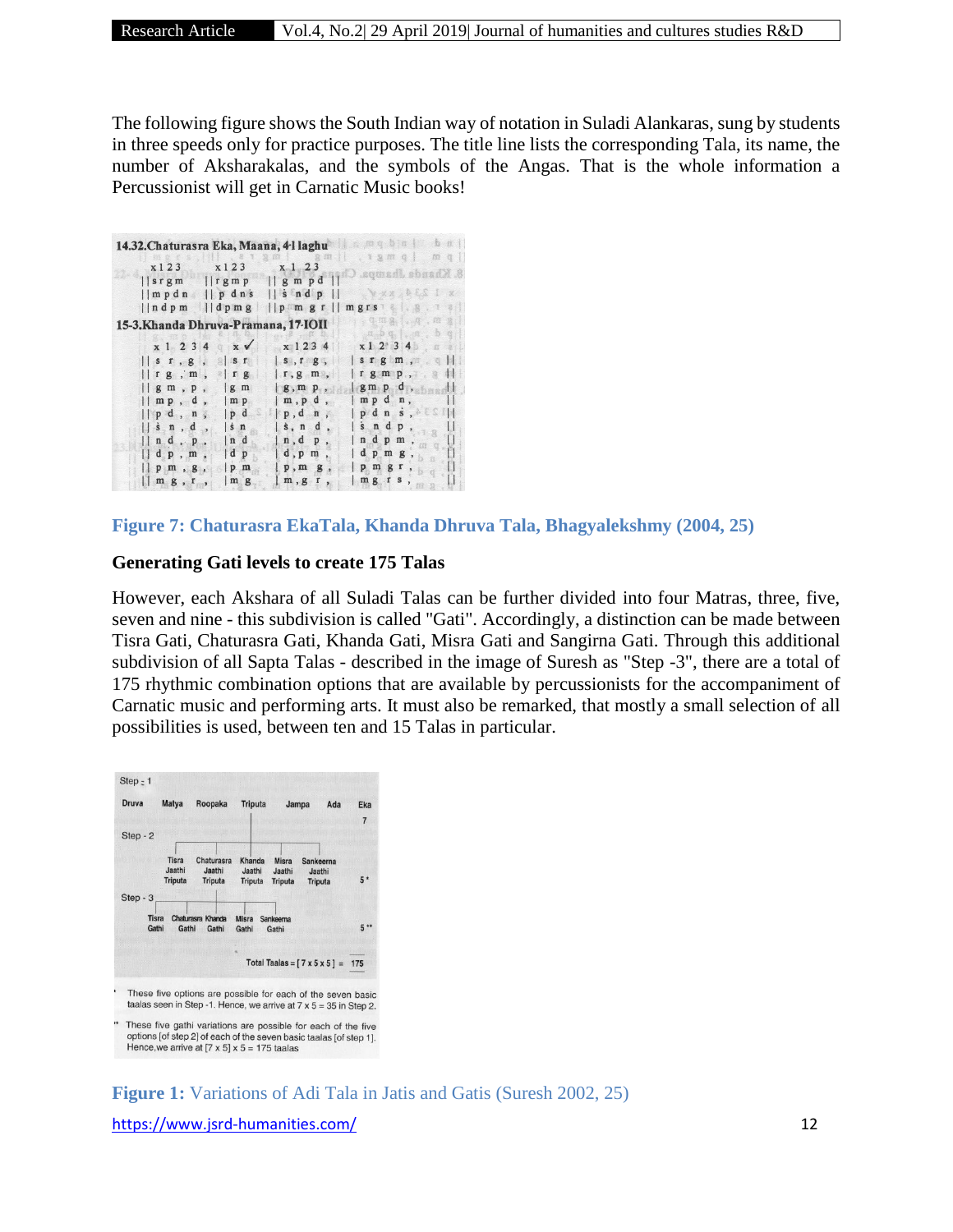The following figure shows the South Indian way of notation in Suladi Alankaras, sung by students in three speeds only for practice purposes. The title line lists the corresponding Tala, its name, the number of Aksharakalas, and the symbols of the Angas. That is the whole information a Percussionist will get in Carnatic Music books!

**Figure 7: Chaturasra EkaTala, Khanda Dhruva Tala, Bhagyalekshmy (2004, 25)**

### Generating Gati levels to create 175 Talas

However, each Akshara of all Suladi Talas can be further divided into four Matras, three, five, seven and nine - this subdivision is called "Gati". Accordingly, a distinction can be made between Tisra Gati, Chaturasra Gati, Khanda Gati, Misra Gati and Sangirna Gati. Through this additional subdivision of all Sapta Talas - described in the image of Suresh as "Step -3", there are a total of 175 rhythmic combination options that are available by percussionists for the accompaniment of Carnatic music and performing arts. It must also be remarked, that mostly a small selection of all possibilities is used, between ten and 15 Talas in particular.

**Figure 1:** Variations of Adi Tala in Jatis and Gatis (Suresh 2002, 25)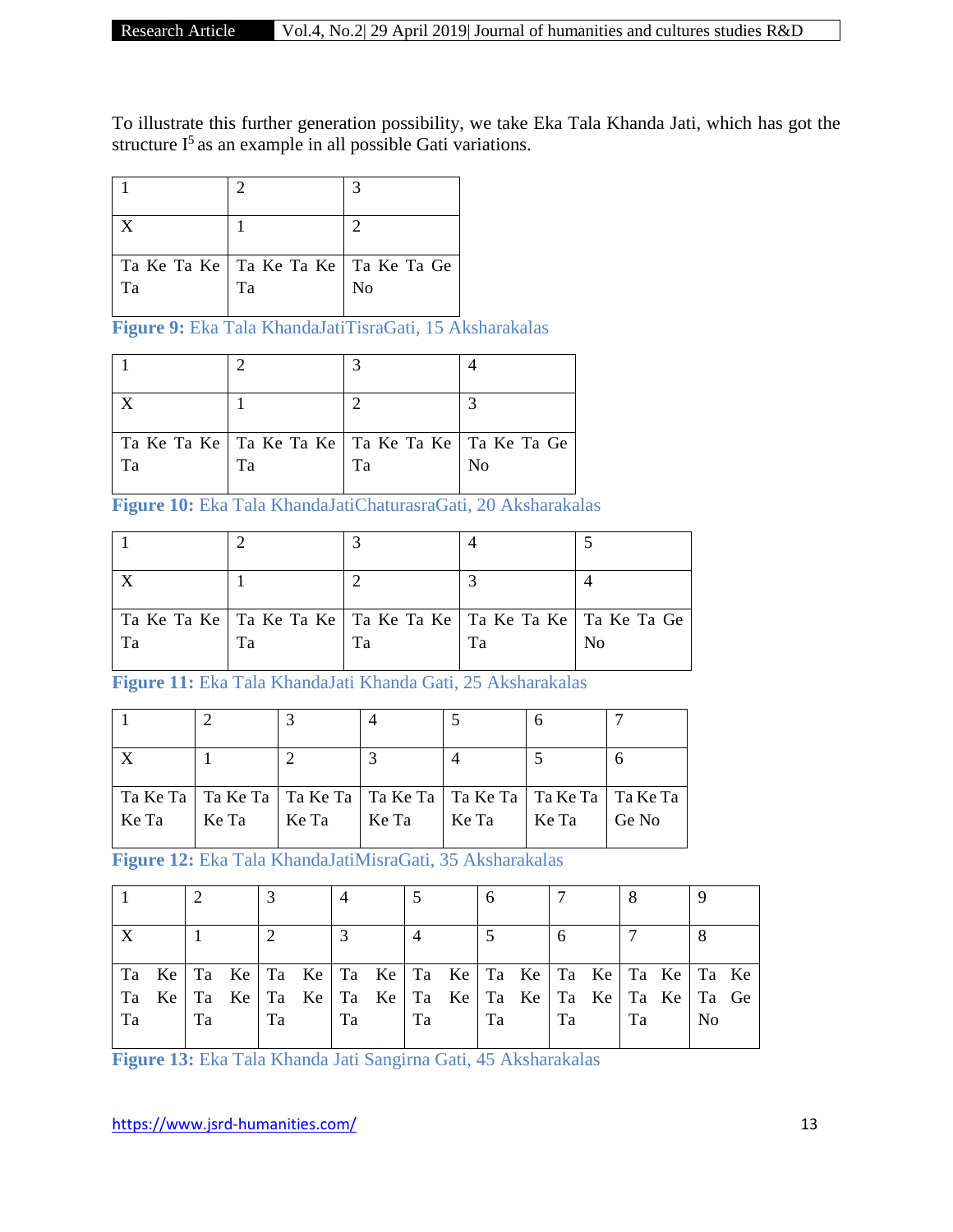To illustrate this further generation possibility, we take Eka Tala Khanda Jati, which has got the structure $I^5$ as an example in all possible Gati variations.

| 1 | 2 | 3 |
|---|---|---|
| X | 1 | 2 |
| Ta Ke Ta Ke Ta | Ta Ke Ta Ke Ta | Ta Ke Ta Ge No |

**Figure 9:** Eka Tala KhandaJatiTisraGati, 15 Aksharakalas

| 1 | 2 | 3 | 4 |
|---|---|---|---|
| X | 1 | 2 | 3 |
| Ta Ke Ta Ke Ta | Ta Ke Ta Ke Ta | Ta Ke Ta Ke Ta | Ta Ke Ta Ge No |

**Figure 10:** Eka Tala KhandaJatiChaturasraGati, 20 Aksharakalas

| 1 | 2 | 3 | 4 | 5 |
|---|---|---|---|---|
| X | 1 | 2 | 3 | 4 |
| Ta Ke Ta Ke Ta | Ta Ke Ta Ke Ta | Ta Ke Ta Ke Ta | Ta Ke Ta Ke Ta | Ta Ke Ta Ge No |

**Figure 11:** Eka Tala KhandaJati Khanda Gati, 25 Aksharakalas

| 1 | 2 | 3 | 4 | 5 | 6 | 7 |
|---|---|---|---|---|---|---|
| X | 1 | 2 | 3 | 4 | 5 | 6 |
| Ta Ke Ta Ke Ta | Ta Ke Ta Ke Ta | Ta Ke Ta Ke Ta | Ta Ke Ta Ke Ta | Ta Ke Ta Ke Ta | Ta Ke Ta Ke Ta | Ta Ke Ta Ge No |

**Figure 12:** Eka Tala KhandaJatiMisraGati, 35 Aksharakalas

| 1 | 2 | 3 | 4 | 5 | 6 | 7 | 8 | 9 |
|---|---|---|---|---|---|---|---|---|
| X | 1 | 2 | 3 | 4 | 5 | 6 | 7 | 8 |
| Ta Ke Ta Ke Ta | Ta Ke Ta Ke Ta | Ta Ke Ta Ke Ta | Ta Ke Ta Ke Ta | Ta Ke Ta Ke Ta | Ta Ke Ta Ke Ta | Ta Ke Ta Ke Ta | Ta Ke Ta Ke Ta | Ta Ke Ta Ge No |

**Figure 13:** Eka Tala Khanda Jati Sangirna Gati, 45 Aksharakalas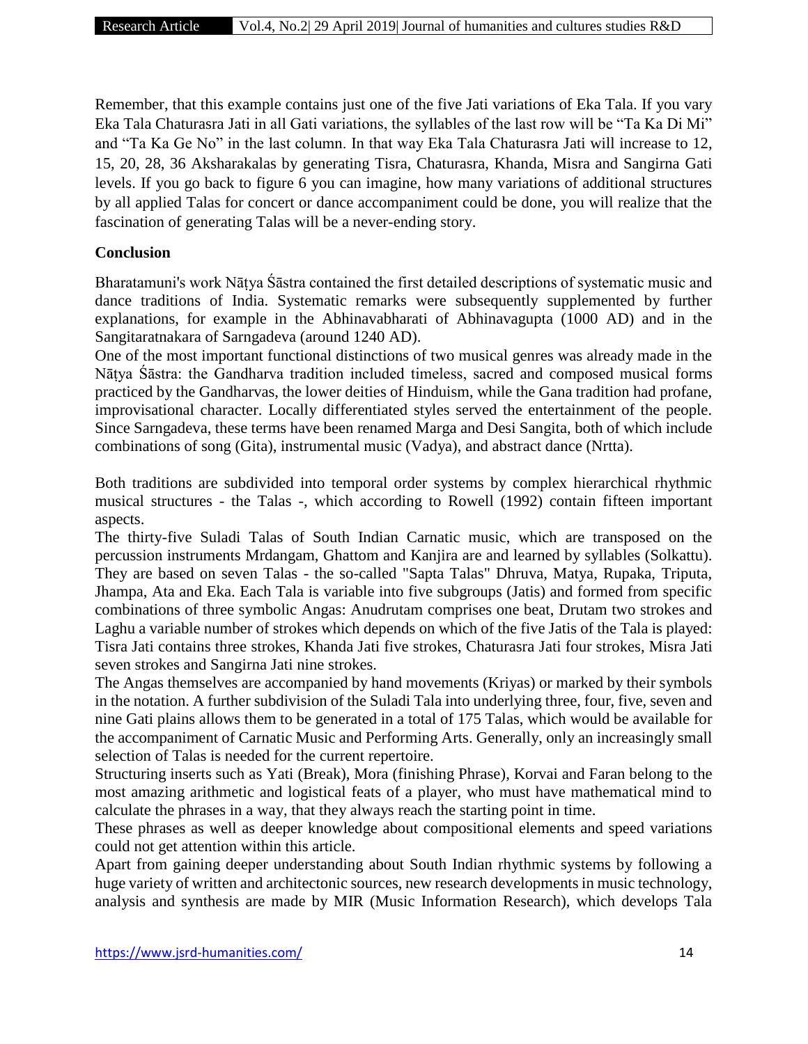Remember, that this example contains just one of the five Jati variations of Eka Tala. If you vary Eka Tala Chaturasra Jati in all Gati variations, the syllables of the last row will be "Ta Ka Di Mi" and "Ta Ka Ge No" in the last column. In that way Eka Tala Chaturasra Jati will increase to 12, 15, 20, 28, 36 Aksharakalas by generating Tisra, Chaturasra, Khanda, Misra and Sangirna Gati levels. If you go back to figure 6 you can imagine, how many variations of additional structures by all applied Talas for concert or dance accompaniment could be done, you will realize that the fascination of generating Talas will be a never-ending story.

**Conclusion**

Bharatamuni's work Nāṭya Śāstra contained the first detailed descriptions of systematic music and dance traditions of India. Systematic remarks were subsequently supplemented by further explanations, for example in the Abhinavabharati of Abhinavagupta (1000 AD) and in the Sangitaratnakara of Sarngadeva (around 1240 AD).
One of the most important functional distinctions of two musical genres was already made in the Nāṭya Śāstra: the Gandharva tradition included timeless, sacred and composed musical forms practiced by the Gandharvas, the lower deities of Hinduism, while the Gana tradition had profane, improvisational character. Locally differentiated styles served the entertainment of the people. Since Sarngadeva, these terms have been renamed Marga and Desi Sangita, both of which include combinations of song (Gita), instrumental music (Vadya), and abstract dance (Nrtta).

Both traditions are subdivided into temporal order systems by complex hierarchical rhythmic musical structures - the Talas -, which according to Rowell (1992) contain fifteen important aspects.
The thirty-five Suladi Talas of South Indian Carnatic music, which are transposed on the percussion instruments Mrdangam, Ghattom and Kanjira are and learned by syllables (Solkattu). They are based on seven Talas - the so-called "Sapta Talas" Dhruva, Matya, Rupaka, Triputa, Jhampa, Ata and Eka. Each Tala is variable into five subgroups (Jatis) and formed from specific combinations of three symbolic Angas: Anudrutam comprises one beat, Drutam two strokes and Laghu a variable number of strokes which depends on which of the five Jatis of the Tala is played: Tisra Jati contains three strokes, Khanda Jati five strokes, Chaturasra Jati four strokes, Misra Jati seven strokes and Sangirna Jati nine strokes.
The Angas themselves are accompanied by hand movements (Kriyas) or marked by their symbols in the notation. A further subdivision of the Suladi Tala into underlying three, four, five, seven and nine Gati plains allows them to be generated in a total of 175 Talas, which would be available for the accompaniment of Carnatic Music and Performing Arts. Generally, only an increasingly small selection of Talas is needed for the current repertoire.
Structuring inserts such as Yati (Break), Mora (finishing Phrase), Korvai and Faran belong to the most amazing arithmetic and logistical feats of a player, who must have mathematical mind to calculate the phrases in a way, that they always reach the starting point in time.
These phrases as well as deeper knowledge about compositional elements and speed variations could not get attention within this article.
Apart from gaining deeper understanding about South Indian rhythmic systems by following a huge variety of written and architectonic sources, new research developments in music technology, analysis and synthesis are made by MIR (Music Information Research), which develops Tala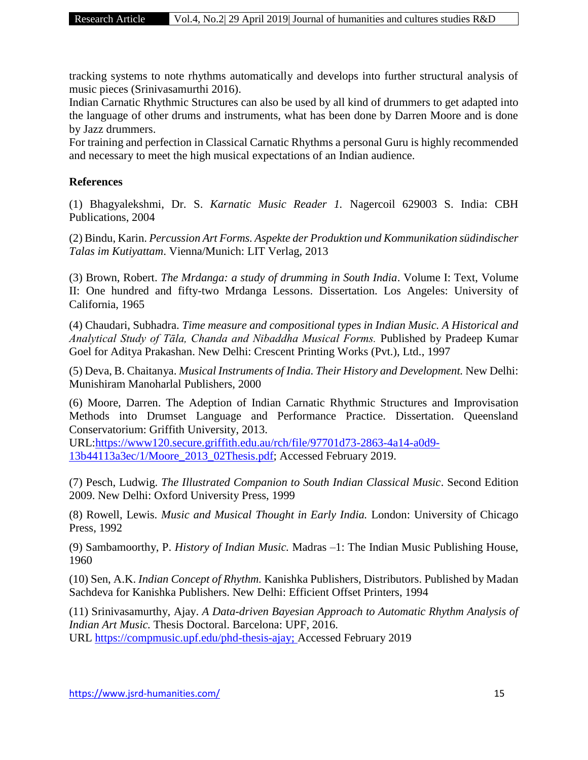tracking systems to note rhythms automatically and develops into further structural analysis of music pieces (Srinivasamurthi 2016).

Indian Carnatic Rhythmic Structures can also be used by all kind of drummers to get adapted into the language of other drums and instruments, what has been done by Darren Moore and is done by Jazz drummers.

For training and perfection in Classical Carnatic Rhythms a personal Guru is highly recommended and necessary to meet the high musical expectations of an Indian audience.

**References**

(1) Bhagyalekshmi, Dr. S. *Karnatic Music Reader 1.* Nagercoil 629003 S. India: CBH Publications, 2004

(2) Bindu, Karin. *Percussion Art Forms. Aspekte der Produktion und Kommunikation südindischer Talas im Kutiyattam*. Vienna/Munich: LIT Verlag, 2013

(3) Brown, Robert. *The Mrdanga: a study of drumming in South India*. Volume I: Text, Volume II: One hundred and fifty-two Mrdanga Lessons. Dissertation. Los Angeles: University of California, 1965

(4) Chaudari, Subhadra. *Time measure and compositional types in Indian Music. A Historical and Analytical Study of Tāla, Chanda and Nibaddha Musical Forms.* Published by Pradeep Kumar Goel for Aditya Prakashan. New Delhi: Crescent Printing Works (Pvt.), Ltd., 1997

(5) Deva, B. Chaitanya. *Musical Instruments of India. Their History and Development.* New Delhi: Munishiram Manoharlal Publishers, 2000

(6) Moore, Darren. The Adeption of Indian Carnatic Rhythmic Structures and Improvisation Methods into Drumset Language and Performance Practice. Dissertation. Queensland Conservatorium: Griffith University, 2013.
URL:[https://www120.secure.griffith.edu.au/rch/file/97701d73-2863-4a14-a0d9-13b44113a3ec/1/Moore_2013_02Thesis.pdf](https://www120.secure.griffith.edu.au/rch/file/97701d73-2863-4a14-a0d9-13b44113a3ec/1/Moore_2013_02Thesis.pdf); Accessed February 2019.

(7) Pesch, Ludwig. *The Illustrated Companion to South Indian Classical Music*. Second Edition 2009. New Delhi: Oxford University Press, 1999

(8) Rowell, Lewis. *Music and Musical Thought in Early India.* London: University of Chicago Press, 1992

(9) Sambamoorthy, P. *History of Indian Music.* Madras –1: The Indian Music Publishing House, 1960

(10) Sen, A.K. *Indian Concept of Rhythm.* Kanishka Publishers, Distributors. Published by Madan Sachdeva for Kanishka Publishers. New Delhi: Efficient Offset Printers, 1994

(11) Srinivasamurthy, Ajay. *A Data-driven Bayesian Approach to Automatic Rhythm Analysis of Indian Art Music.* Thesis Doctoral. Barcelona: UPF, 2016.
URL [https://compmusic.upf.edu/phd-thesis-ajay;](https://compmusic.upf.edu/phd-thesis-ajay) Accessed February 2019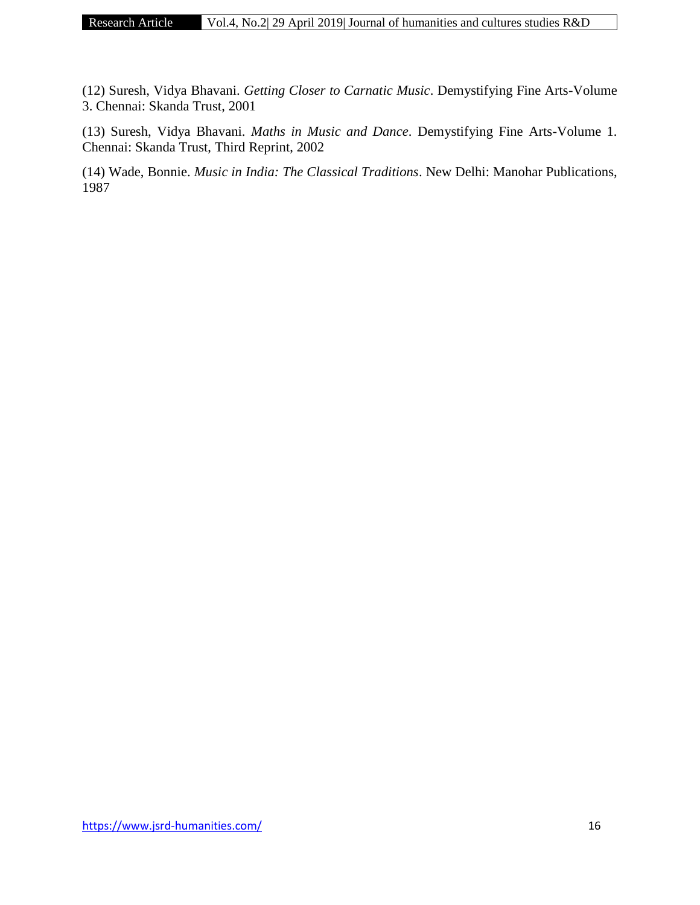(12) Suresh, Vidya Bhavani. *Getting Closer to Carnatic Music*. Demystifying Fine Arts-Volume 3. Chennai: Skanda Trust, 2001

(13) Suresh, Vidya Bhavani. *Maths in Music and Dance*. Demystifying Fine Arts-Volume 1. Chennai: Skanda Trust, Third Reprint, 2002

(14) Wade, Bonnie. *Music in India: The Classical Traditions*. New Delhi: Manohar Publications, 1987